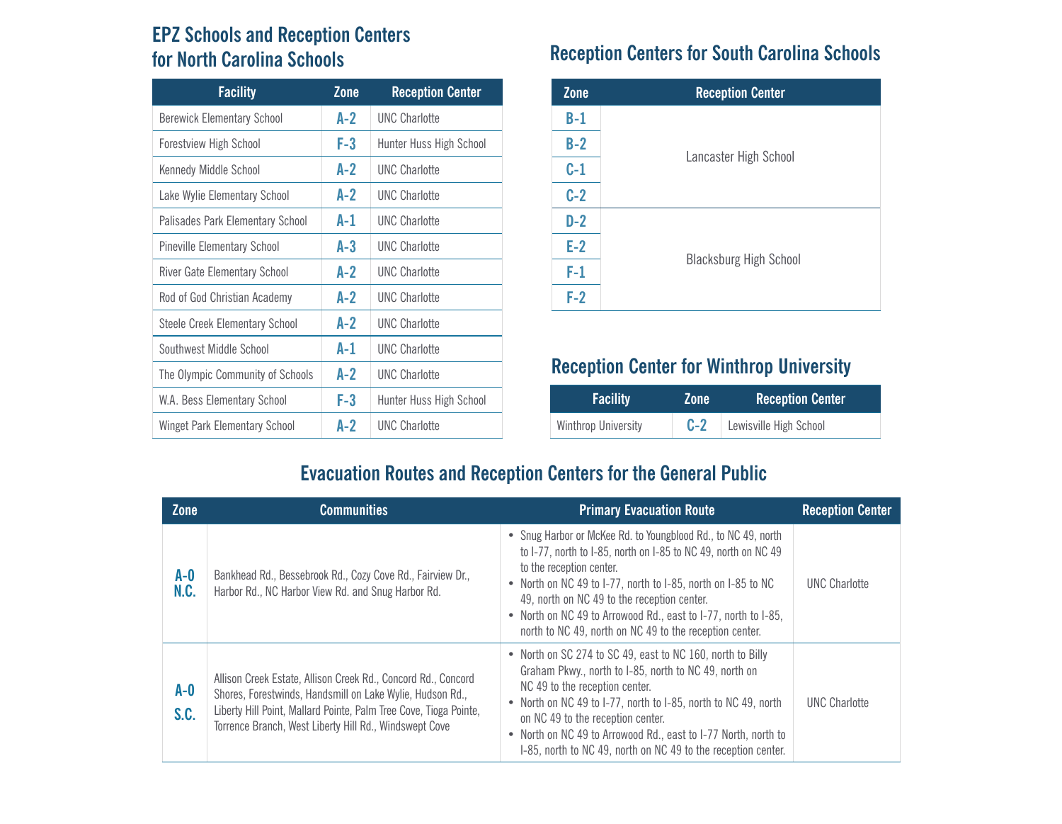## EPZ Schools and Reception Centers for North Carolina Schools

| Facility | Zone | Reception Center |
|---|---|---|
| Berewick Elementary School | A-2 | UNC Charlotte |
| Forestview High School | F-3 | Hunter Huss High School |
| Kennedy Middle School | A-2 | UNC Charlotte |
| Lake Wylie Elementary School | A-2 | UNC Charlotte |
| Palisades Park Elementary School | A-1 | UNC Charlotte |
| Pineville Elementary School | A-3 | UNC Charlotte |
| River Gate Elementary School | A-2 | UNC Charlotte |
| Rod of God Christian Academy | A-2 | UNC Charlotte |
| Steele Creek Elementary School | A-2 | UNC Charlotte |
| Southwest Middle School | A-1 | UNC Charlotte |
| The Olympic Community of Schools | A-2 | UNC Charlotte |
| W.A. Bess Elementary School | F-3 | Hunter Huss High School |
| Winget Park Elementary School | A-2 | UNC Charlotte |

## Reception Centers for South Carolina Schools

| Zone | Reception Center |
|---|---|
| B-1 | Lancaster High School |
| B-2 | Lancaster High School |
| C-1 | Lancaster High School |
| C-2 | Lancaster High School |
| D-2 | Blacksburg High School |
| E-2 | Blacksburg High School |
| F-1 | Blacksburg High School |
| F-2 | Blacksburg High School |

## Reception Center for Winthrop University

| Facility | Zone | Reception Center |
|---|---|---|
| Winthrop University | C-2 | Lewisville High School |

## Evacuation Routes and Reception Centers for the General Public

| Zone | Communities | Primary Evacuation Route | Reception Center |
|---|---|---|---|
| A-0 N.C. | Bankhead Rd., Bessebrook Rd., Cozy Cove Rd., Fairview Dr., Harbor Rd., NC Harbor View Rd. and Snug Harbor Rd. | • Snug Harbor or McKee Rd. to Youngblood Rd., to NC 49, north to I-77, north to I-85, north on I-85 to NC 49, north on NC 49 to the reception center.<br>• North on NC 49 to I-77, north to I-85, north on I-85 to NC 49, north on NC 49 to the reception center.<br>• North on NC 49 to Arrowood Rd., east to I-77, north to I-85, north to NC 49, north on NC 49 to the reception center. | UNC Charlotte |
| A-0 S.C. | Allison Creek Estate, Allison Creek Rd., Concord Rd., Concord Shores, Forestwinds, Handsmill on Lake Wylie, Hudson Rd., Liberty Hill Point, Mallard Pointe, Palm Tree Cove, Tioga Pointe, Torrence Branch, West Liberty Hill Rd., Windswept Cove | • North on SC 274 to SC 49, east to NC 160, north to Billy Graham Pkwy., north to I-85, north to NC 49, north on NC 49 to the reception center.<br>• North on NC 49 to I-77, north to I-85, north to NC 49, north on NC 49 to the reception center.<br>• North on NC 49 to Arrowood Rd., east to I-77 North, north to I-85, north to NC 49, north on NC 49 to the reception center. | UNC Charlotte |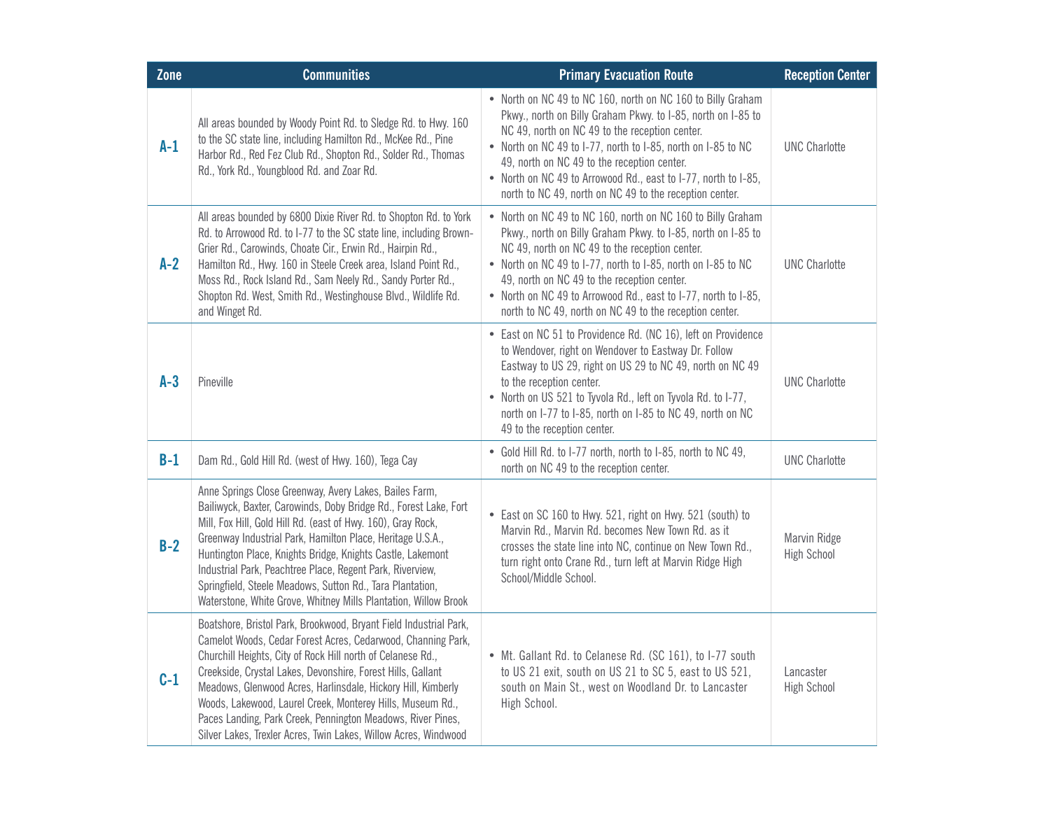| Zone | Communities | Primary Evacuation Route | Reception Center |
|---|---|---|---|
| **A-1** | All areas bounded by Woody Point Rd. to Sledge Rd. to Hwy. 160 to the SC state line, including Hamilton Rd., McKee Rd., Pine Harbor Rd., Red Fez Club Rd., Shopton Rd., Solder Rd., Thomas Rd., York Rd., Youngblood Rd. and Zoar Rd. | • North on NC 49 to NC 160, north on NC 160 to Billy Graham Pkwy., north on Billy Graham Pkwy. to I-85, north on I-85 to NC 49, north on NC 49 to the reception center.<br>• North on NC 49 to I-77, north to I-85, north on I-85 to NC 49, north on NC 49 to the reception center.<br>• North on NC 49 to Arrowood Rd., east to I-77, north to I-85, north to NC 49, north on NC 49 to the reception center. | UNC Charlotte |
| **A-2** | All areas bounded by 6800 Dixie River Rd. to Shopton Rd. to York Rd. to Arrowood Rd. to I-77 to the SC state line, including Brown-Grier Rd., Carowinds, Choate Cir., Erwin Rd., Hairpin Rd., Hamilton Rd., Hwy. 160 in Steele Creek area, Island Point Rd., Moss Rd., Rock Island Rd., Sam Neely Rd., Sandy Porter Rd., Shopton Rd. West, Smith Rd., Westinghouse Blvd., Wildlife Rd. and Winget Rd. | • North on NC 49 to NC 160, north on NC 160 to Billy Graham Pkwy., north on Billy Graham Pkwy. to I-85, north on I-85 to NC 49, north on NC 49 to the reception center.<br>• North on NC 49 to I-77, north to I-85, north on I-85 to NC 49, north on NC 49 to the reception center.<br>• North on NC 49 to Arrowood Rd., east to I-77, north to I-85, north to NC 49, north on NC 49 to the reception center. | UNC Charlotte |
| **A-3** | Pineville | • East on NC 51 to Providence Rd. (NC 16), left on Providence to Wendover, right on Wendover to Eastway Dr. Follow Eastway to US 29, right on US 29 to NC 49, north on NC 49 to the reception center.<br>• North on US 521 to Tyvola Rd., left on Tyvola Rd. to I-77, north on I-77 to I-85, north on I-85 to NC 49, north on NC 49 to the reception center. | UNC Charlotte |
| **B-1** | Dam Rd., Gold Hill Rd. (west of Hwy. 160), Tega Cay | • Gold Hill Rd. to I-77 north, north to I-85, north to NC 49, north on NC 49 to the reception center. | UNC Charlotte |
| **B-2** | Anne Springs Close Greenway, Avery Lakes, Bailes Farm, Bailiwyck, Baxter, Carowinds, Doby Bridge Rd., Forest Lake, Fort Mill, Fox Hill, Gold Hill Rd. (east of Hwy. 160), Gray Rock, Greenway Industrial Park, Hamilton Place, Heritage U.S.A., Huntington Place, Knights Bridge, Knights Castle, Lakemont Industrial Park, Peachtree Place, Regent Park, Riverview, Springfield, Steele Meadows, Sutton Rd., Tara Plantation, Waterstone, White Grove, Whitney Mills Plantation, Willow Brook | • East on SC 160 to Hwy. 521, right on Hwy. 521 (south) to Marvin Rd., Marvin Rd. becomes New Town Rd. as it crosses the state line into NC, continue on New Town Rd., turn right onto Crane Rd., turn left at Marvin Ridge High School/Middle School. | Marvin Ridge High School |
| **C-1** | Boatshore, Bristol Park, Brookwood, Bryant Field Industrial Park, Camelot Woods, Cedar Forest Acres, Cedarwood, Channing Park, Churchill Heights, City of Rock Hill north of Celanese Rd., Creekside, Crystal Lakes, Devonshire, Forest Hills, Gallant Meadows, Glenwood Acres, Harlinsdale, Hickory Hill, Kimberly Woods, Lakewood, Laurel Creek, Monterey Hills, Museum Rd., Paces Landing, Park Creek, Pennington Meadows, River Pines, Silver Lakes, Trexler Acres, Twin Lakes, Willow Acres, Windwood | • Mt. Gallant Rd. to Celanese Rd. (SC 161), to I-77 south to US 21 exit, south on US 21 to SC 5, east to US 521, south on Main St., west on Woodland Dr. to Lancaster High School. | Lancaster High School |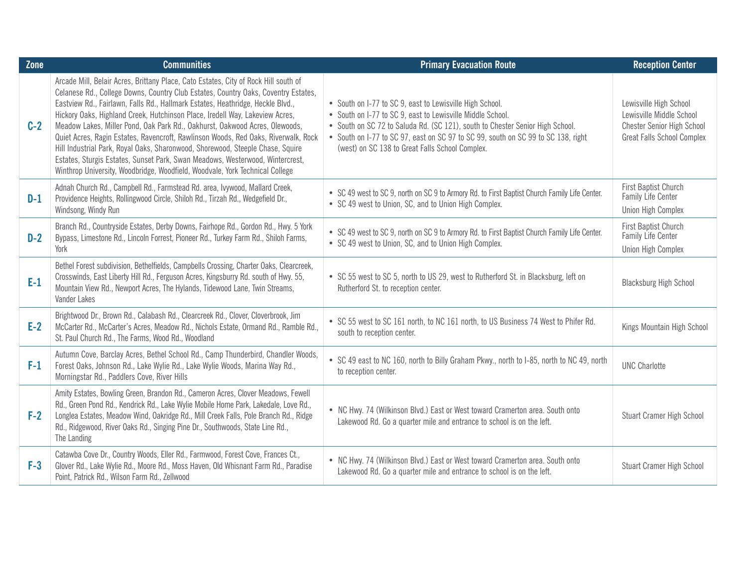| Zone | Communities | Primary Evacuation Route | Reception Center |
| --- | --- | --- | --- |
| C-2 | Arcade Mill, Belair Acres, Brittany Place, Cato Estates, City of Rock Hill south of Celanese Rd., College Downs, Country Club Estates, Country Oaks, Coventry Estates, Eastview Rd., Fairlawn, Falls Rd., Hallmark Estates, Heathridge, Heckle Blvd., Hickory Oaks, Highland Creek, Hutchinson Place, Iredell Way, Lakeview Acres, Meadow Lakes, Miller Pond, Oak Park Rd., Oakhurst, Oakwood Acres, Olewoods, Quiet Acres, Ragin Estates, Ravencroft, Rawlinson Woods, Red Oaks, Riverwalk, Rock Hill Industrial Park, Royal Oaks, Sharonwood, Shorewood, Steeple Chase, Squire Estates, Sturgis Estates, Sunset Park, Swan Meadows, Westerwood, Wintercrest, Winthrop University, Woodbridge, Woodfield, Woodvale, York Technical College | • South on I-77 to SC 9, east to Lewisville High School.<br>• South on I-77 to SC 9, east to Lewisville Middle School.<br>• South on SC 72 to Saluda Rd. (SC 121), south to Chester Senior High School.<br>• South on I-77 to SC 97, east on SC 97 to SC 99, south on SC 99 to SC 138, right (west) on SC 138 to Great Falls School Complex. | Lewisville High School<br>Lewisville Middle School<br>Chester Senior High School<br>Great Falls School Complex |
| D-1 | Adnah Church Rd., Campbell Rd., Farmstead Rd. area, Ivywood, Mallard Creek, Providence Heights, Rollingwood Circle, Shiloh Rd., Tirzah Rd., Wedgefield Dr., Windsong, Windy Run | • SC 49 west to SC 9, north on SC 9 to Armory Rd. to First Baptist Church Family Life Center.<br>• SC 49 west to Union, SC, and to Union High Complex. | First Baptist Church Family Life Center<br>Union High Complex |
| D-2 | Branch Rd., Countryside Estates, Derby Downs, Fairhope Rd., Gordon Rd., Hwy. 5 York Bypass, Limestone Rd., Lincoln Forrest, Pioneer Rd., Turkey Farm Rd., Shiloh Farms, York | • SC 49 west to SC 9, north on SC 9 to Armory Rd. to First Baptist Church Family Life Center.<br>• SC 49 west to Union, SC, and to Union High Complex. | First Baptist Church Family Life Center<br>Union High Complex |
| E-1 | Bethel Forest subdivision, Bethelfields, Campbells Crossing, Charter Oaks, Clearcreek, Crosswinds, East Liberty Hill Rd., Ferguson Acres, Kingsburry Rd. south of Hwy. 55, Mountain View Rd., Newport Acres, The Hylands, Tidewood Lane, Twin Streams, Vander Lakes | • SC 55 west to SC 5, north to US 29, west to Rutherford St. in Blacksburg, left on Rutherford St. to reception center. | Blacksburg High School |
| E-2 | Brightwood Dr., Brown Rd., Calabash Rd., Clearcreek Rd., Clover, Cloverbrook, Jim McCarter Rd., McCarter's Acres, Meadow Rd., Nichols Estate, Ormand Rd., Ramble Rd., St. Paul Church Rd., The Farms, Wood Rd., Woodland | • SC 55 west to SC 161 north, to NC 161 north, to US Business 74 West to Phifer Rd. south to reception center. | Kings Mountain High School |
| F-1 | Autumn Cove, Barclay Acres, Bethel School Rd., Camp Thunderbird, Chandler Woods, Forest Oaks, Johnson Rd., Lake Wylie Rd., Lake Wylie Woods, Marina Way Rd., Morningstar Rd., Paddlers Cove, River Hills | • SC 49 east to NC 160, north to Billy Graham Pkwy., north to I-85, north to NC 49, north to reception center. | UNC Charlotte |
| F-2 | Amity Estates, Bowling Green, Brandon Rd., Cameron Acres, Clover Meadows, Fewell Rd., Green Pond Rd., Kendrick Rd., Lake Wylie Mobile Home Park, Lakedale, Love Rd., Longlea Estates, Meadow Wind, Oakridge Rd., Mill Creek Falls, Pole Branch Rd., Ridge Rd., Ridgewood, River Oaks Rd., Singing Pine Dr., Southwoods, State Line Rd., The Landing | • NC Hwy. 74 (Wilkinson Blvd.) East or West toward Cramerton area. South onto Lakewood Rd. Go a quarter mile and entrance to school is on the left. | Stuart Cramer High School |
| F-3 | Catawba Cove Dr., Country Woods, Eller Rd., Farmwood, Forest Cove, Frances Ct., Glover Rd., Lake Wylie Rd., Moore Rd., Moss Haven, Old Whisnant Farm Rd., Paradise Point, Patrick Rd., Wilson Farm Rd., Zellwood | • NC Hwy. 74 (Wilkinson Blvd.) East or West toward Cramerton area. South onto Lakewood Rd. Go a quarter mile and entrance to school is on the left. | Stuart Cramer High School |